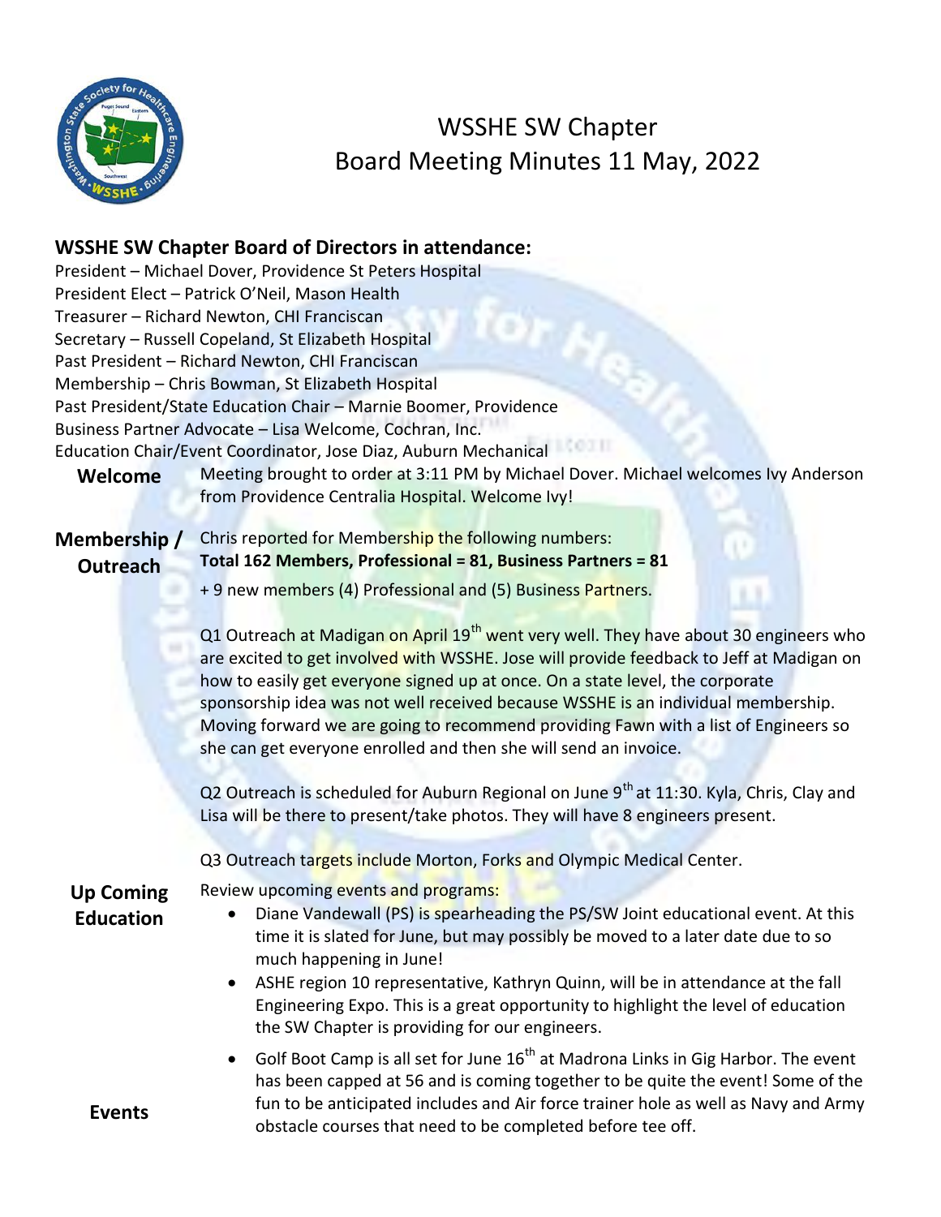# WSSHE SW Chapter
# Board Meeting Minutes 11 May, 2022

## WSSHE SW Chapter Board of Directors in attendance:

President – Michael Dover, Providence St Peters Hospital
President Elect – Patrick O'Neil, Mason Health
Treasurer – Richard Newton, CHI Franciscan
Secretary – Russell Copeland, St Elizabeth Hospital
Past President – Richard Newton, CHI Franciscan
Membership – Chris Bowman, St Elizabeth Hospital
Past President/State Education Chair – Marnie Boomer, Providence
Business Partner Advocate – Lisa Welcome, Cochran, Inc.
Education Chair/Event Coordinator, Jose Diaz, Auburn Mechanical

**Welcome**

Meeting brought to order at 3:11 PM by Michael Dover. Michael welcomes Ivy Anderson from Providence Centralia Hospital. Welcome Ivy!

**Membership / Outreach**

Chris reported for Membership the following numbers:
**Total 162 Members, Professional = 81, Business Partners = 81**
+ 9 new members (4) Professional and (5) Business Partners.

Q1 Outreach at Madigan on April 19th went very well. They have about 30 engineers who are excited to get involved with WSSHE. Jose will provide feedback to Jeff at Madigan on how to easily get everyone signed up at once. On a state level, the corporate sponsorship idea was not well received because WSSHE is an individual membership. Moving forward we are going to recommend providing Fawn with a list of Engineers so she can get everyone enrolled and then she will send an invoice.

Q2 Outreach is scheduled for Auburn Regional on June 9th at 11:30. Kyla, Chris, Clay and Lisa will be there to present/take photos. They will have 8 engineers present.

Q3 Outreach targets include Morton, Forks and Olympic Medical Center.

**Up Coming Education**

Review upcoming events and programs:

- Diane Vandewall (PS) is spearheading the PS/SW Joint educational event. At this time it is slated for June, but may possibly be moved to a later date due to so much happening in June!
- ASHE region 10 representative, Kathryn Quinn, will be in attendance at the fall Engineering Expo. This is a great opportunity to highlight the level of education the SW Chapter is providing for our engineers.

**Events**

- Golf Boot Camp is all set for June 16th at Madrona Links in Gig Harbor. The event has been capped at 56 and is coming together to be quite the event! Some of the fun to be anticipated includes and Air force trainer hole as well as Navy and Army obstacle courses that need to be completed before tee off.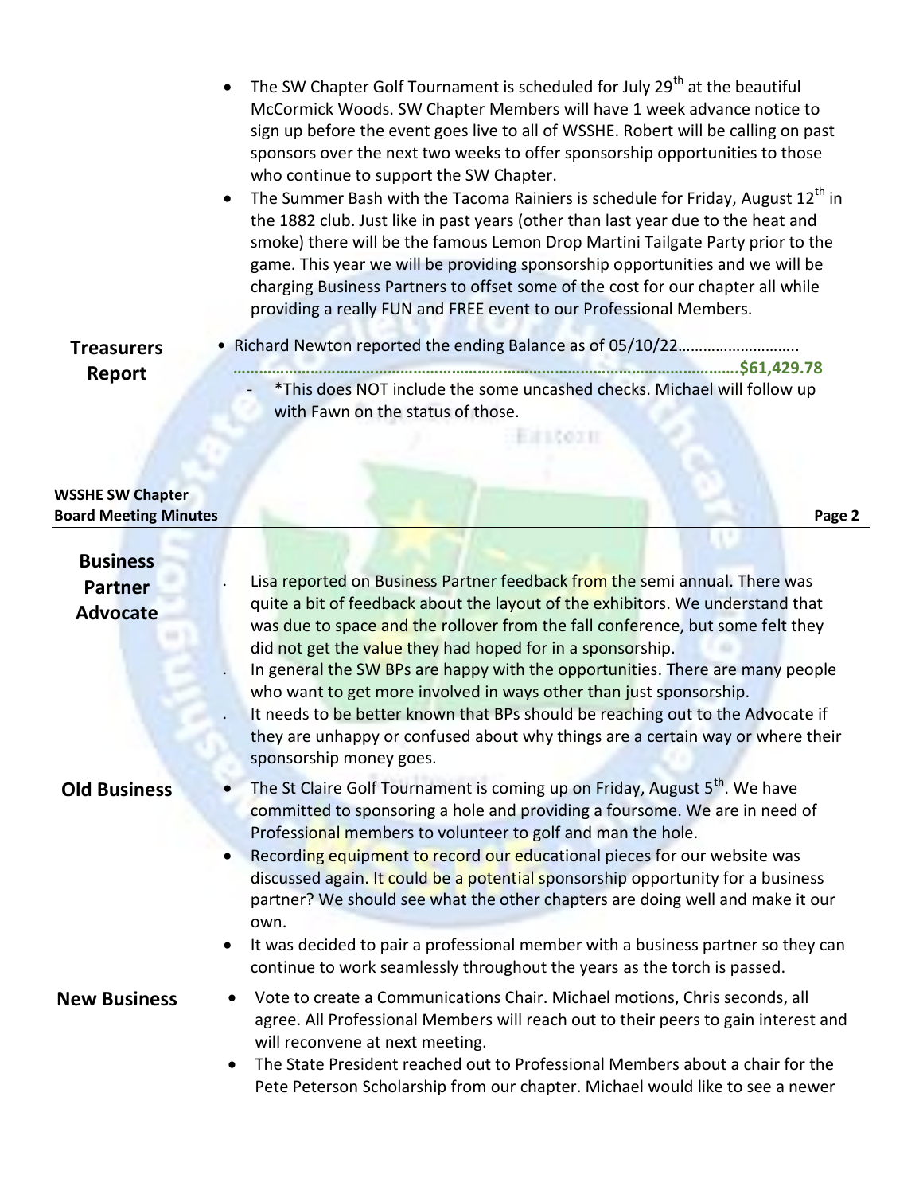- The SW Chapter Golf Tournament is scheduled for July 29th at the beautiful McCormick Woods. SW Chapter Members will have 1 week advance notice to sign up before the event goes live to all of WSSHE. Robert will be calling on past sponsors over the next two weeks to offer sponsorship opportunities to those who continue to support the SW Chapter.
- The Summer Bash with the Tacoma Rainiers is schedule for Friday, August 12th in the 1882 club. Just like in past years (other than last year due to the heat and smoke) there will be the famous Lemon Drop Martini Tailgate Party prior to the game. This year we will be providing sponsorship opportunities and we will be charging Business Partners to offset some of the cost for our chapter all while providing a really FUN and FREE event to our Professional Members.

**Treasurers Report**

- Richard Newton reported the ending Balance as of 05/10/22……………………………………………………………………………………………………………………….**$61,429.78**
    - *This does NOT include the some uncashed checks. Michael will follow up with Fawn on the status of those.

**Business Partner Advocate**

- Lisa reported on Business Partner feedback from the semi annual. There was quite a bit of feedback about the layout of the exhibitors. We understand that was due to space and the rollover from the fall conference, but some felt they did not get the value they had hoped for in a sponsorship.
- In general the SW BPs are happy with the opportunities. There are many people who want to get more involved in ways other than just sponsorship.
- It needs to be better known that BPs should be reaching out to the Advocate if they are unhappy or confused about why things are a certain way or where their sponsorship money goes.

**Old Business**

- The St Claire Golf Tournament is coming up on Friday, August 5th. We have committed to sponsoring a hole and providing a foursome. We are in need of Professional members to volunteer to golf and man the hole.
- Recording equipment to record our educational pieces for our website was discussed again. It could be a potential sponsorship opportunity for a business partner? We should see what the other chapters are doing well and make it our own.
- It was decided to pair a professional member with a business partner so they can continue to work seamlessly throughout the years as the torch is passed.

**New Business**

- Vote to create a Communications Chair. Michael motions, Chris seconds, all agree. All Professional Members will reach out to their peers to gain interest and will reconvene at next meeting.
- The State President reached out to Professional Members about a chair for the Pete Peterson Scholarship from our chapter. Michael would like to see a newer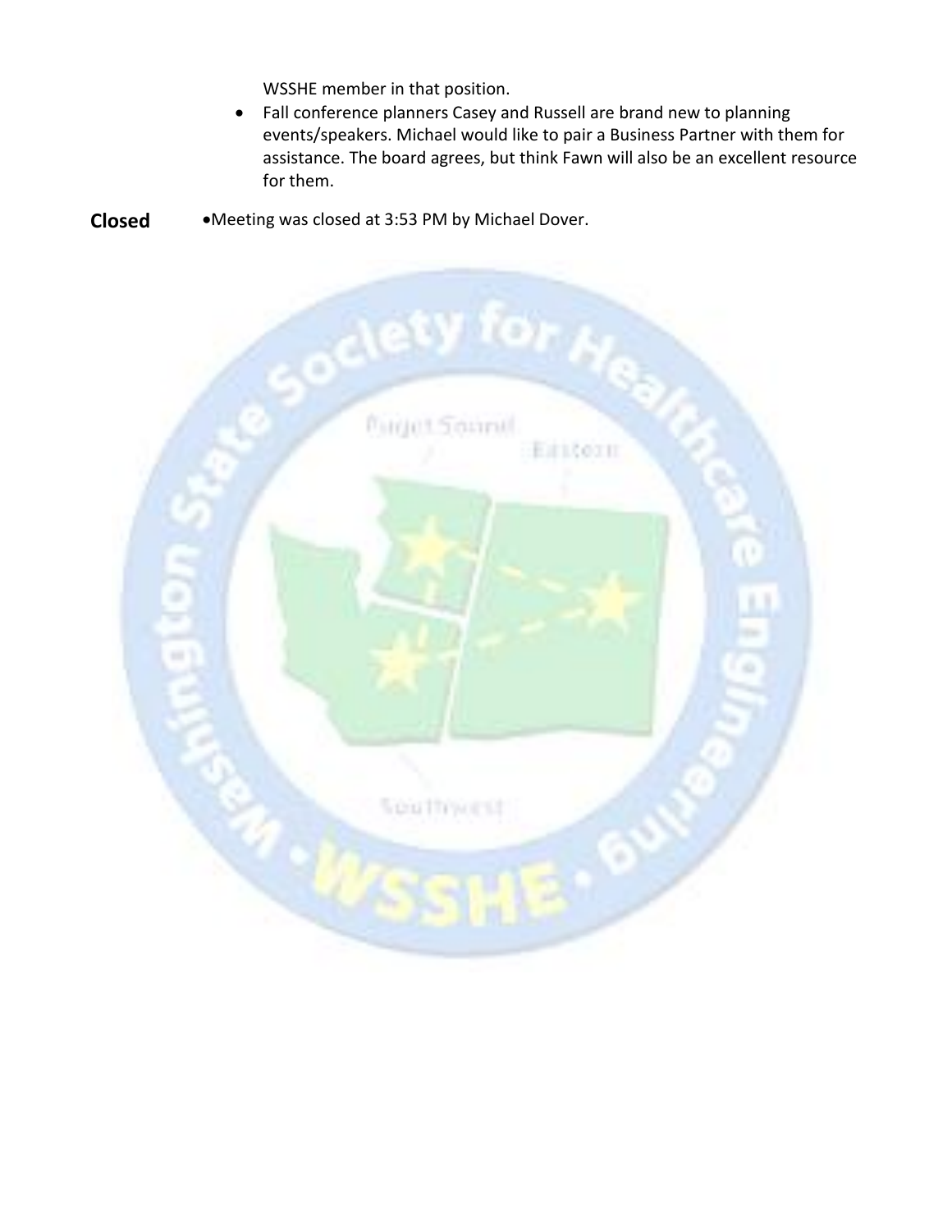WSSHE member in that position.

- Fall conference planners Casey and Russell are brand new to planning events/speakers. Michael would like to pair a Business Partner with them for assistance. The board agrees, but think Fawn will also be an excellent resource for them.

**Closed** •Meeting was closed at 3:53 PM by Michael Dover.